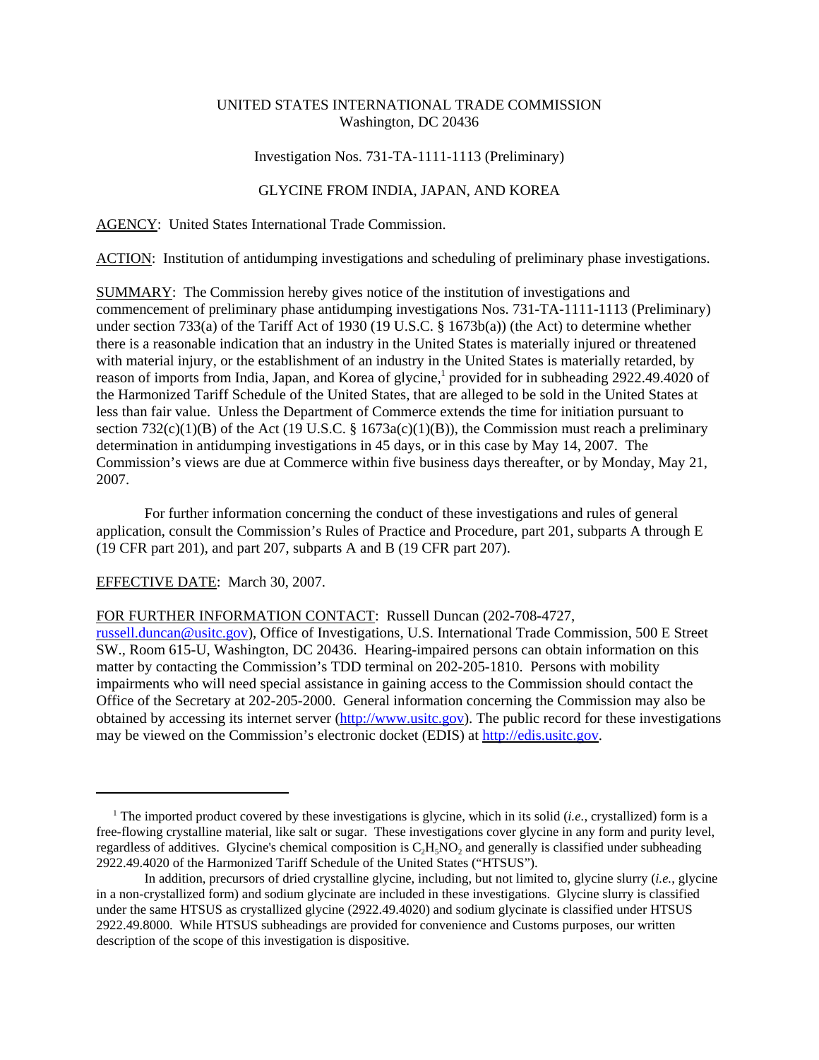UNITED STATES INTERNATIONAL TRADE COMMISSION
Washington, DC 20436

Investigation Nos. 731-TA-1111-1113 (Preliminary)

GLYCINE FROM INDIA, JAPAN, AND KOREA

AGENCY: United States International Trade Commission.

ACTION: Institution of antidumping investigations and scheduling of preliminary phase investigations.

SUMMARY: The Commission hereby gives notice of the institution of investigations and commencement of preliminary phase antidumping investigations Nos. 731-TA-1111-1113 (Preliminary) under section 733(a) of the Tariff Act of 1930 (19 U.S.C. § 1673b(a)) (the Act) to determine whether there is a reasonable indication that an industry in the United States is materially injured or threatened with material injury, or the establishment of an industry in the United States is materially retarded, by reason of imports from India, Japan, and Korea of glycine,[1] provided for in subheading 2922.49.4020 of the Harmonized Tariff Schedule of the United States, that are alleged to be sold in the United States at less than fair value. Unless the Department of Commerce extends the time for initiation pursuant to section 732(c)(1)(B) of the Act (19 U.S.C. § 1673a(c)(1)(B)), the Commission must reach a preliminary determination in antidumping investigations in 45 days, or in this case by May 14, 2007. The Commission's views are due at Commerce within five business days thereafter, or by Monday, May 21, 2007.

For further information concerning the conduct of these investigations and rules of general application, consult the Commission's Rules of Practice and Procedure, part 201, subparts A through E (19 CFR part 201), and part 207, subparts A and B (19 CFR part 207).

EFFECTIVE DATE: March 30, 2007.

FOR FURTHER INFORMATION CONTACT: Russell Duncan (202-708-4727, russell.duncan@usitc.gov), Office of Investigations, U.S. International Trade Commission, 500 E Street SW., Room 615-U, Washington, DC 20436. Hearing-impaired persons can obtain information on this matter by contacting the Commission's TDD terminal on 202-205-1810. Persons with mobility impairments who will need special assistance in gaining access to the Commission should contact the Office of the Secretary at 202-205-2000. General information concerning the Commission may also be obtained by accessing its internet server (http://www.usitc.gov). The public record for these investigations may be viewed on the Commission's electronic docket (EDIS) at http://edis.usitc.gov.

---

[1] The imported product covered by these investigations is glycine, which in its solid (*i.e.*, crystallized) form is a free-flowing crystalline material, like salt or sugar. These investigations cover glycine in any form and purity level, regardless of additives. Glycine's chemical composition is $C_2H_5NO_2$ and generally is classified under subheading 2922.49.4020 of the Harmonized Tariff Schedule of the United States ("HTSUS").

In addition, precursors of dried crystalline glycine, including, but not limited to, glycine slurry (*i.e.*, glycine in a non-crystallized form) and sodium glycinate are included in these investigations. Glycine slurry is classified under the same HTSUS as crystallized glycine (2922.49.4020) and sodium glycinate is classified under HTSUS 2922.49.8000. While HTSUS subheadings are provided for convenience and Customs purposes, our written description of the scope of this investigation is dispositive.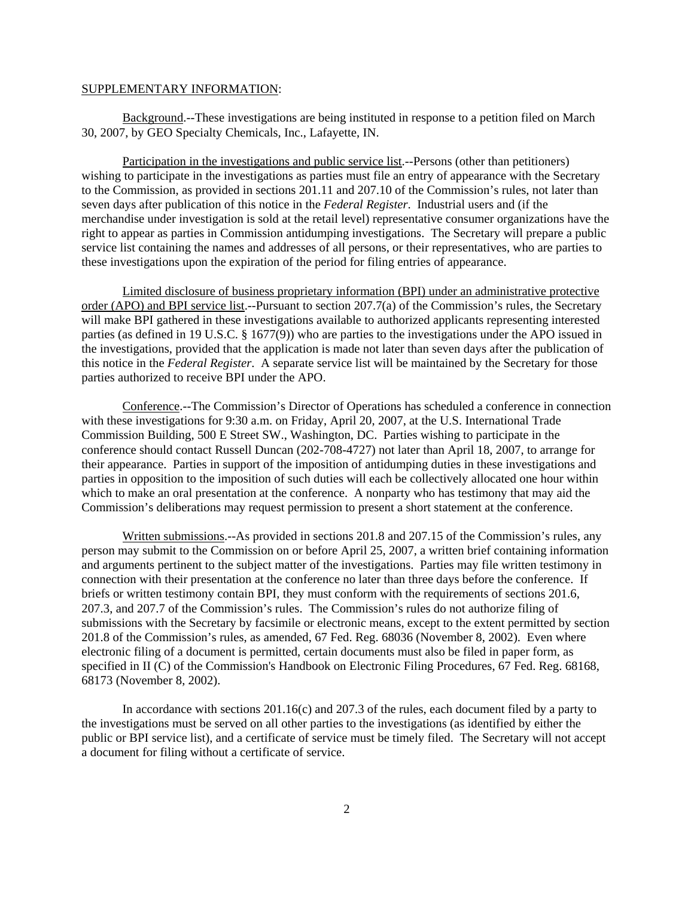SUPPLEMENTARY INFORMATION:

Background.--These investigations are being instituted in response to a petition filed on March 30, 2007, by GEO Specialty Chemicals, Inc., Lafayette, IN.

Participation in the investigations and public service list.--Persons (other than petitioners) wishing to participate in the investigations as parties must file an entry of appearance with the Secretary to the Commission, as provided in sections 201.11 and 207.10 of the Commission's rules, not later than seven days after publication of this notice in the *Federal Register*. Industrial users and (if the merchandise under investigation is sold at the retail level) representative consumer organizations have the right to appear as parties in Commission antidumping investigations. The Secretary will prepare a public service list containing the names and addresses of all persons, or their representatives, who are parties to these investigations upon the expiration of the period for filing entries of appearance.

Limited disclosure of business proprietary information (BPI) under an administrative protective order (APO) and BPI service list.--Pursuant to section 207.7(a) of the Commission's rules, the Secretary will make BPI gathered in these investigations available to authorized applicants representing interested parties (as defined in 19 U.S.C. § 1677(9)) who are parties to the investigations under the APO issued in the investigations, provided that the application is made not later than seven days after the publication of this notice in the *Federal Register*. A separate service list will be maintained by the Secretary for those parties authorized to receive BPI under the APO.

Conference.--The Commission's Director of Operations has scheduled a conference in connection with these investigations for 9:30 a.m. on Friday, April 20, 2007, at the U.S. International Trade Commission Building, 500 E Street SW., Washington, DC. Parties wishing to participate in the conference should contact Russell Duncan (202-708-4727) not later than April 18, 2007, to arrange for their appearance. Parties in support of the imposition of antidumping duties in these investigations and parties in opposition to the imposition of such duties will each be collectively allocated one hour within which to make an oral presentation at the conference. A nonparty who has testimony that may aid the Commission's deliberations may request permission to present a short statement at the conference.

Written submissions.--As provided in sections 201.8 and 207.15 of the Commission's rules, any person may submit to the Commission on or before April 25, 2007, a written brief containing information and arguments pertinent to the subject matter of the investigations. Parties may file written testimony in connection with their presentation at the conference no later than three days before the conference. If briefs or written testimony contain BPI, they must conform with the requirements of sections 201.6, 207.3, and 207.7 of the Commission's rules. The Commission's rules do not authorize filing of submissions with the Secretary by facsimile or electronic means, except to the extent permitted by section 201.8 of the Commission's rules, as amended, 67 Fed. Reg. 68036 (November 8, 2002). Even where electronic filing of a document is permitted, certain documents must also be filed in paper form, as specified in II (C) of the Commission's Handbook on Electronic Filing Procedures, 67 Fed. Reg. 68168, 68173 (November 8, 2002).

In accordance with sections 201.16(c) and 207.3 of the rules, each document filed by a party to the investigations must be served on all other parties to the investigations (as identified by either the public or BPI service list), and a certificate of service must be timely filed. The Secretary will not accept a document for filing without a certificate of service.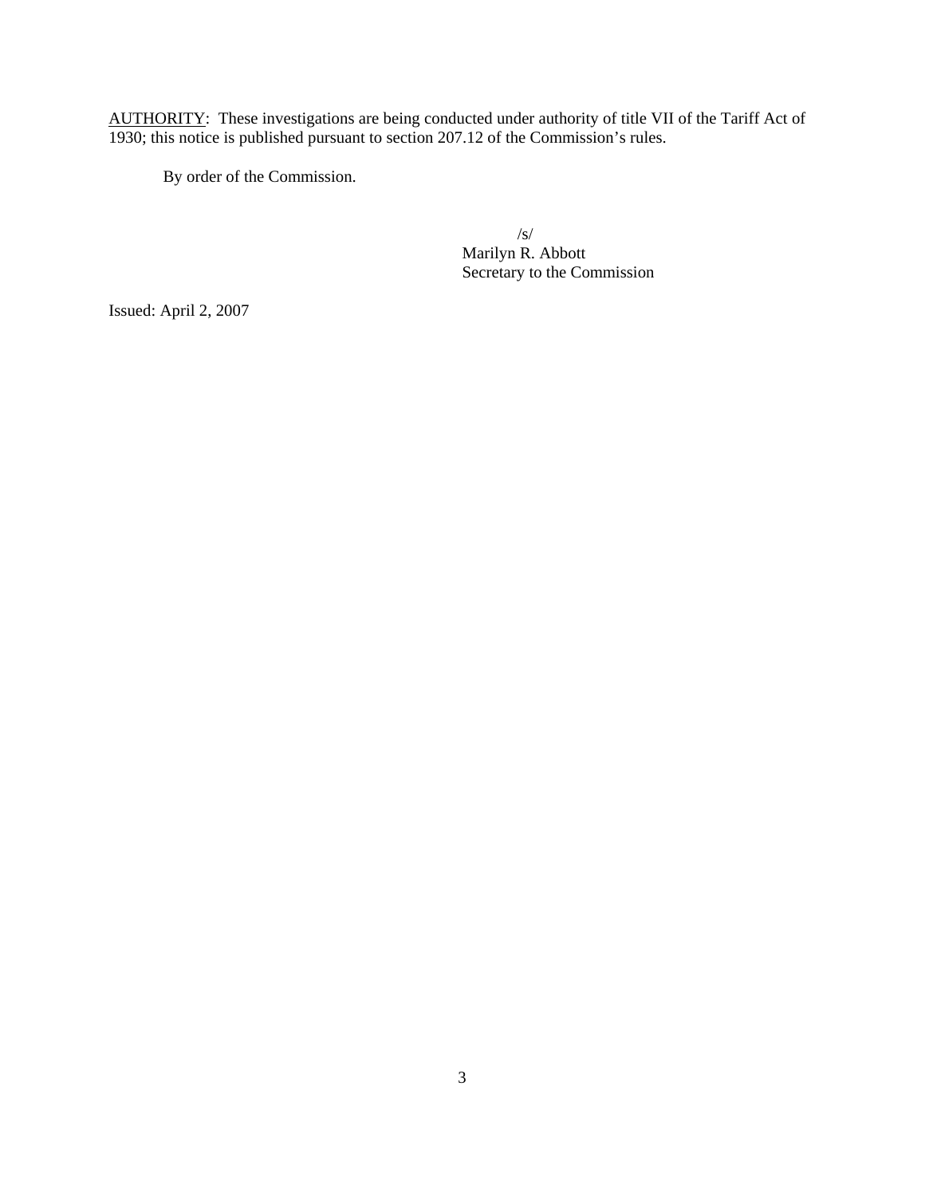AUTHORITY: These investigations are being conducted under authority of title VII of the Tariff Act of 1930; this notice is published pursuant to section 207.12 of the Commission's rules.

By order of the Commission.

/s/
Marilyn R. Abbott
Secretary to the Commission

Issued: April 2, 2007